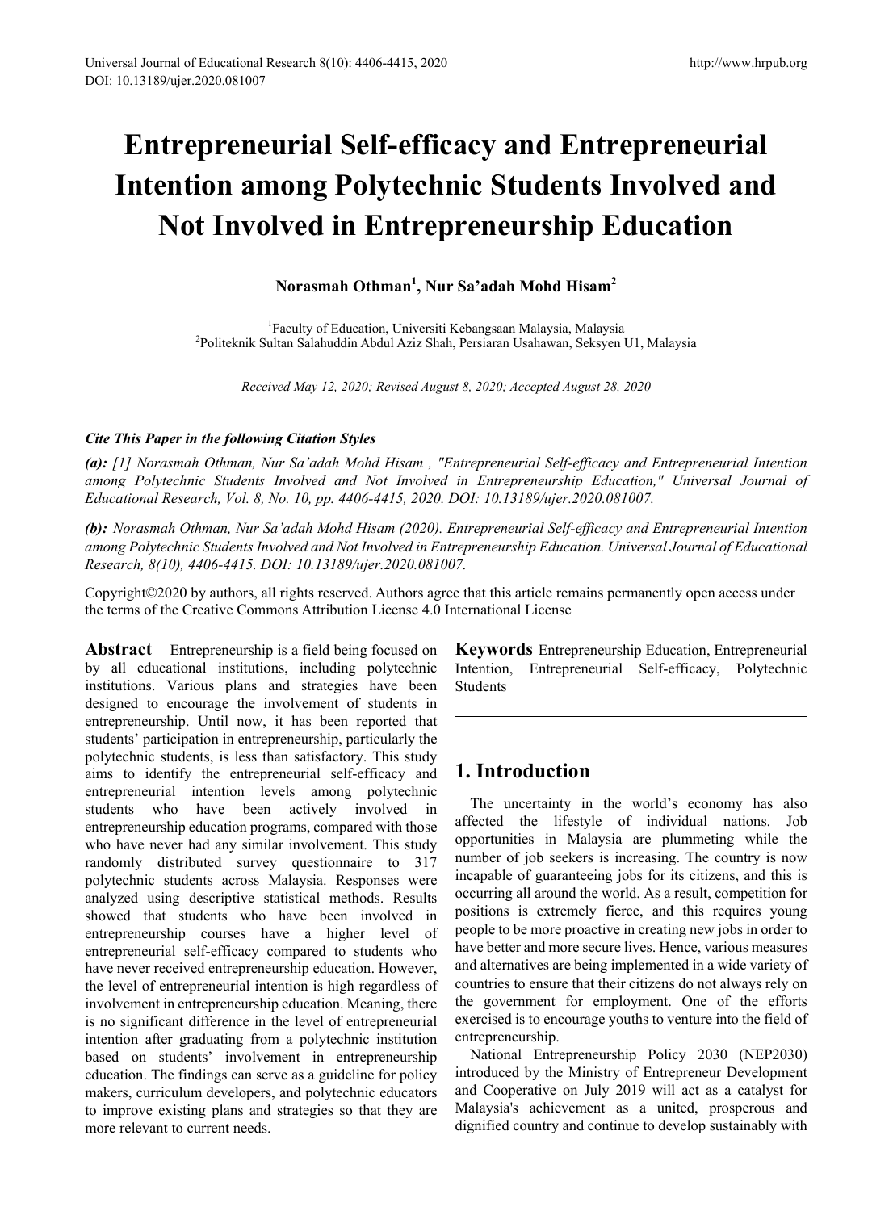# Entrepreneurial Self-efficacy and Entrepreneurial Intention among Polytechnic Students Involved and Not Involved in Entrepreneurship Education

**Norasmah Othman[1], Nur Sa'adah Mohd Hisam[2]**

[1]Faculty of Education, Universiti Kebangsaan Malaysia, Malaysia
[2]Politeknik Sultan Salahuddin Abdul Aziz Shah, Persiaran Usahawan, Seksyen U1, Malaysia

*Received May 12, 2020; Revised August 8, 2020; Accepted August 28, 2020*

***Cite This Paper in the following Citation Styles***

***(a):*** *[1] Norasmah Othman, Nur Sa'adah Mohd Hisam , "Entrepreneurial Self-efficacy and Entrepreneurial Intention among Polytechnic Students Involved and Not Involved in Entrepreneurship Education," Universal Journal of Educational Research, Vol. 8, No. 10, pp. 4406-4415, 2020. DOI: 10.13189/ujer.2020.081007.*

***(b):*** *Norasmah Othman, Nur Sa'adah Mohd Hisam (2020). Entrepreneurial Self-efficacy and Entrepreneurial Intention among Polytechnic Students Involved and Not Involved in Entrepreneurship Education. Universal Journal of Educational Research, 8(10), 4406-4415. DOI: 10.13189/ujer.2020.081007.*

Copyright©2020 by authors, all rights reserved. Authors agree that this article remains permanently open access under the terms of the Creative Commons Attribution License 4.0 International License

**Abstract** Entrepreneurship is a field being focused on by all educational institutions, including polytechnic institutions. Various plans and strategies have been designed to encourage the involvement of students in entrepreneurship. Until now, it has been reported that students' participation in entrepreneurship, particularly the polytechnic students, is less than satisfactory. This study aims to identify the entrepreneurial self-efficacy and entrepreneurial intention levels among polytechnic students who have been actively involved in entrepreneurship education programs, compared with those who have never had any similar involvement. This study randomly distributed survey questionnaire to 317 polytechnic students across Malaysia. Responses were analyzed using descriptive statistical methods. Results showed that students who have been involved in entrepreneurship courses have a higher level of entrepreneurial self-efficacy compared to students who have never received entrepreneurship education. However, the level of entrepreneurial intention is high regardless of involvement in entrepreneurship education. Meaning, there is no significant difference in the level of entrepreneurial intention after graduating from a polytechnic institution based on students' involvement in entrepreneurship education. The findings can serve as a guideline for policy makers, curriculum developers, and polytechnic educators to improve existing plans and strategies so that they are more relevant to current needs.

**Keywords** Entrepreneurship Education, Entrepreneurial Intention, Entrepreneurial Self-efficacy, Polytechnic Students

## 1. Introduction

The uncertainty in the world's economy has also affected the lifestyle of individual nations. Job opportunities in Malaysia are plummeting while the number of job seekers is increasing. The country is now incapable of guaranteeing jobs for its citizens, and this is occurring all around the world. As a result, competition for positions is extremely fierce, and this requires young people to be more proactive in creating new jobs in order to have better and more secure lives. Hence, various measures and alternatives are being implemented in a wide variety of countries to ensure that their citizens do not always rely on the government for employment. One of the efforts exercised is to encourage youths to venture into the field of entrepreneurship.

National Entrepreneurship Policy 2030 (NEP2030) introduced by the Ministry of Entrepreneur Development and Cooperative on July 2019 will act as a catalyst for Malaysia's achievement as a united, prosperous and dignified country and continue to develop sustainably with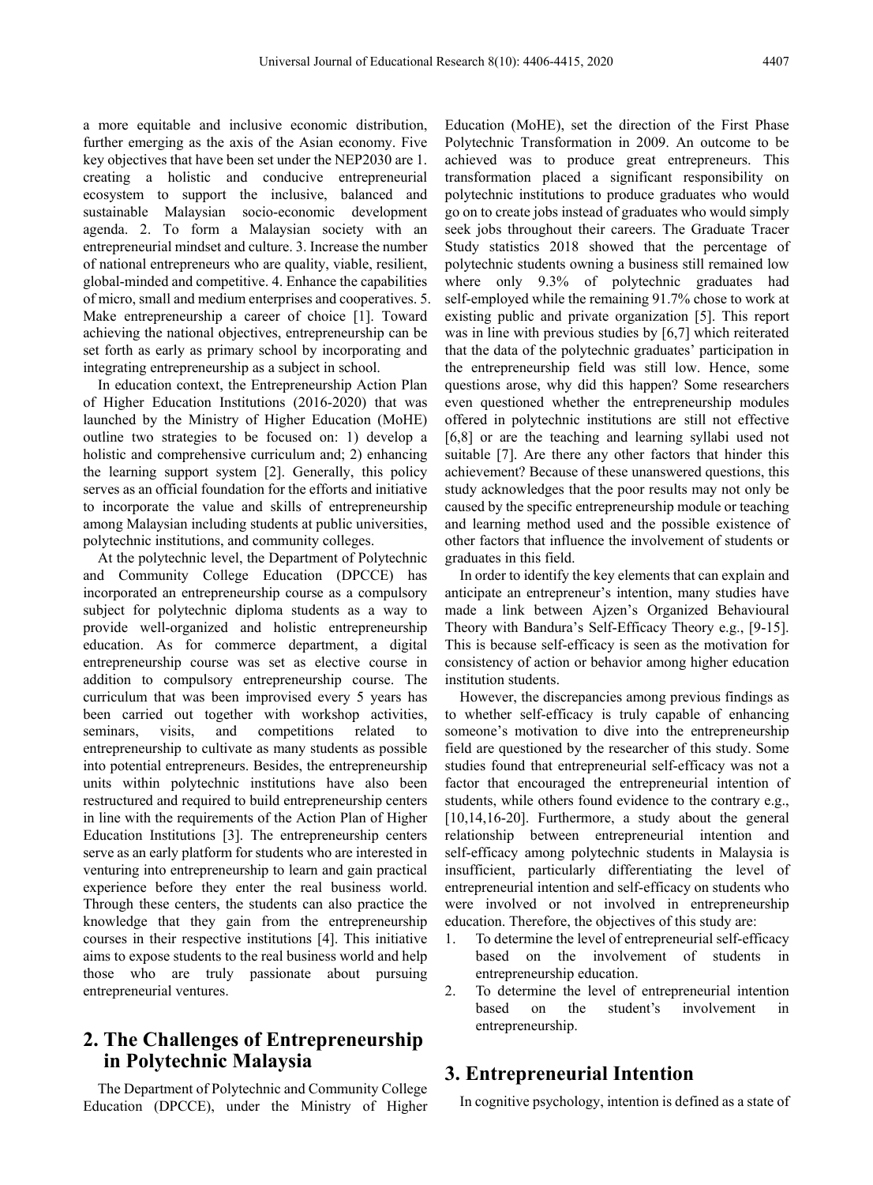a more equitable and inclusive economic distribution, further emerging as the axis of the Asian economy. Five key objectives that have been set under the NEP2030 are 1. creating a holistic and conducive entrepreneurial ecosystem to support the inclusive, balanced and sustainable Malaysian socio-economic development agenda. 2. To form a Malaysian society with an entrepreneurial mindset and culture. 3. Increase the number of national entrepreneurs who are quality, viable, resilient, global-minded and competitive. 4. Enhance the capabilities of micro, small and medium enterprises and cooperatives. 5. Make entrepreneurship a career of choice [1]. Toward achieving the national objectives, entrepreneurship can be set forth as early as primary school by incorporating and integrating entrepreneurship as a subject in school.

In education context, the Entrepreneurship Action Plan of Higher Education Institutions (2016-2020) that was launched by the Ministry of Higher Education (MoHE) outline two strategies to be focused on: 1) develop a holistic and comprehensive curriculum and; 2) enhancing the learning support system [2]. Generally, this policy serves as an official foundation for the efforts and initiative to incorporate the value and skills of entrepreneurship among Malaysian including students at public universities, polytechnic institutions, and community colleges.

At the polytechnic level, the Department of Polytechnic and Community College Education (DPCCE) has incorporated an entrepreneurship course as a compulsory subject for polytechnic diploma students as a way to provide well-organized and holistic entrepreneurship education. As for commerce department, a digital entrepreneurship course was set as elective course in addition to compulsory entrepreneurship course. The curriculum that was been improvised every 5 years has been carried out together with workshop activities, seminars, visits, and competitions related to entrepreneurship to cultivate as many students as possible into potential entrepreneurs. Besides, the entrepreneurship units within polytechnic institutions have also been restructured and required to build entrepreneurship centers in line with the requirements of the Action Plan of Higher Education Institutions [3]. The entrepreneurship centers serve as an early platform for students who are interested in venturing into entrepreneurship to learn and gain practical experience before they enter the real business world. Through these centers, the students can also practice the knowledge that they gain from the entrepreneurship courses in their respective institutions [4]. This initiative aims to expose students to the real business world and help those who are truly passionate about pursuing entrepreneurial ventures.

## 2. The Challenges of Entrepreneurship in Polytechnic Malaysia

The Department of Polytechnic and Community College Education (DPCCE), under the Ministry of Higher Education (MoHE), set the direction of the First Phase Polytechnic Transformation in 2009. An outcome to be achieved was to produce great entrepreneurs. This transformation placed a significant responsibility on polytechnic institutions to produce graduates who would go on to create jobs instead of graduates who would simply seek jobs throughout their careers. The Graduate Tracer Study statistics 2018 showed that the percentage of polytechnic students owning a business still remained low where only 9.3% of polytechnic graduates had self-employed while the remaining 91.7% chose to work at existing public and private organization [5]. This report was in line with previous studies by [6,7] which reiterated that the data of the polytechnic graduates' participation in the entrepreneurship field was still low. Hence, some questions arose, why did this happen? Some researchers even questioned whether the entrepreneurship modules offered in polytechnic institutions are still not effective [6,8] or are the teaching and learning syllabi used not suitable [7]. Are there any other factors that hinder this achievement? Because of these unanswered questions, this study acknowledges that the poor results may not only be caused by the specific entrepreneurship module or teaching and learning method used and the possible existence of other factors that influence the involvement of students or graduates in this field.

In order to identify the key elements that can explain and anticipate an entrepreneur's intention, many studies have made a link between Ajzen's Organized Behavioural Theory with Bandura's Self-Efficacy Theory e.g., [9-15]. This is because self-efficacy is seen as the motivation for consistency of action or behavior among higher education institution students.

However, the discrepancies among previous findings as to whether self-efficacy is truly capable of enhancing someone's motivation to dive into the entrepreneurship field are questioned by the researcher of this study. Some studies found that entrepreneurial self-efficacy was not a factor that encouraged the entrepreneurial intention of students, while others found evidence to the contrary e.g., [10,14,16-20]. Furthermore, a study about the general relationship between entrepreneurial intention and self-efficacy among polytechnic students in Malaysia is insufficient, particularly differentiating the level of entrepreneurial intention and self-efficacy on students who were involved or not involved in entrepreneurship education. Therefore, the objectives of this study are:

1. To determine the level of entrepreneurial self-efficacy based on the involvement of students in entrepreneurship education.
2. To determine the level of entrepreneurial intention based on the student's involvement in entrepreneurship.

## 3. Entrepreneurial Intention

In cognitive psychology, intention is defined as a state of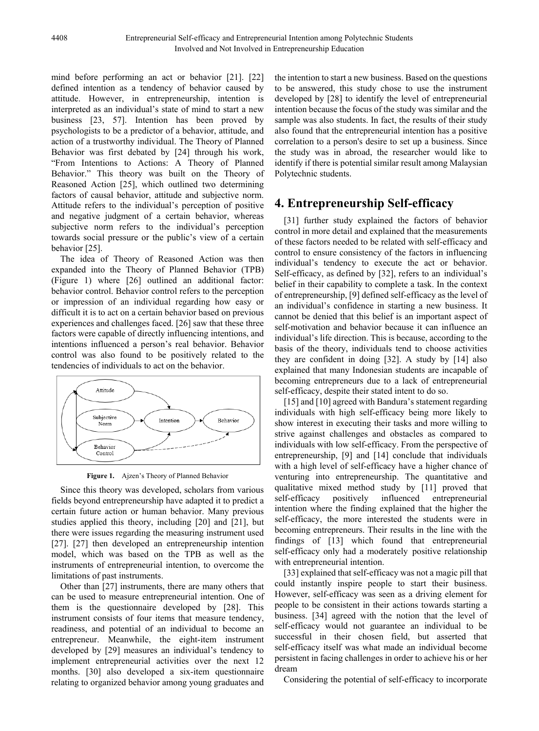mind before performing an act or behavior [21]. [22] defined intention as a tendency of behavior caused by attitude. However, in entrepreneurship, intention is interpreted as an individual's state of mind to start a new business [23, 57]. Intention has been proved by psychologists to be a predictor of a behavior, attitude, and action of a trustworthy individual. The Theory of Planned Behavior was first debated by [24] through his work, "From Intentions to Actions: A Theory of Planned Behavior." This theory was built on the Theory of Reasoned Action [25], which outlined two determining factors of causal behavior, attitude and subjective norm. Attitude refers to the individual's perception of positive and negative judgment of a certain behavior, whereas subjective norm refers to the individual's perception towards social pressure or the public's view of a certain behavior [25].

The idea of Theory of Reasoned Action was then expanded into the Theory of Planned Behavior (TPB) (Figure 1) where [26] outlined an additional factor: behavior control. Behavior control refers to the perception or impression of an individual regarding how easy or difficult it is to act on a certain behavior based on previous experiences and challenges faced. [26] saw that these three factors were capable of directly influencing intentions, and intentions influenced a person's real behavior. Behavior control was also found to be positively related to the tendencies of individuals to act on the behavior.

**Figure 1.** Ajzen's Theory of Planned Behavior

Since this theory was developed, scholars from various fields beyond entrepreneurship have adapted it to predict a certain future action or human behavior. Many previous studies applied this theory, including [20] and [21], but there were issues regarding the measuring instrument used [27]. [27] then developed an entrepreneurship intention model, which was based on the TPB as well as the instruments of entrepreneurial intention, to overcome the limitations of past instruments.

Other than [27] instruments, there are many others that can be used to measure entrepreneurial intention. One of them is the questionnaire developed by [28]. This instrument consists of four items that measure tendency, readiness, and potential of an individual to become an entrepreneur. Meanwhile, the eight-item instrument developed by [29] measures an individual's tendency to implement entrepreneurial activities over the next 12 months. [30] also developed a six-item questionnaire relating to organized behavior among young graduates and the intention to start a new business. Based on the questions to be answered, this study chose to use the instrument developed by [28] to identify the level of entrepreneurial intention because the focus of the study was similar and the sample was also students. In fact, the results of their study also found that the entrepreneurial intention has a positive correlation to a person's desire to set up a business. Since the study was in abroad, the researcher would like to identify if there is potential similar result among Malaysian Polytechnic students.

## 4. Entrepreneurship Self-efficacy

[31] further study explained the factors of behavior control in more detail and explained that the measurements of these factors needed to be related with self-efficacy and control to ensure consistency of the factors in influencing individual's tendency to execute the act or behavior. Self-efficacy, as defined by [32], refers to an individual's belief in their capability to complete a task. In the context of entrepreneurship, [9] defined self-efficacy as the level of an individual's confidence in starting a new business. It cannot be denied that this belief is an important aspect of self-motivation and behavior because it can influence an individual's life direction. This is because, according to the basis of the theory, individuals tend to choose activities they are confident in doing [32]. A study by [14] also explained that many Indonesian students are incapable of becoming entrepreneurs due to a lack of entrepreneurial self-efficacy, despite their stated intent to do so.

[15] and [10] agreed with Bandura's statement regarding individuals with high self-efficacy being more likely to show interest in executing their tasks and more willing to strive against challenges and obstacles as compared to individuals with low self-efficacy. From the perspective of entrepreneurship, [9] and [14] conclude that individuals with a high level of self-efficacy have a higher chance of venturing into entrepreneurship. The quantitative and qualitative mixed method study by [11] proved that self-efficacy positively influenced entrepreneurial intention where the finding explained that the higher the self-efficacy, the more interested the students were in becoming entrepreneurs. Their results in the line with the findings of [13] which found that entrepreneurial self-efficacy only had a moderately positive relationship with entrepreneurial intention.

[33] explained that self-efficacy was not a magic pill that could instantly inspire people to start their business. However, self-efficacy was seen as a driving element for people to be consistent in their actions towards starting a business. [34] agreed with the notion that the level of self-efficacy would not guarantee an individual to be successful in their chosen field, but asserted that self-efficacy itself was what made an individual become persistent in facing challenges in order to achieve his or her dream

Considering the potential of self-efficacy to incorporate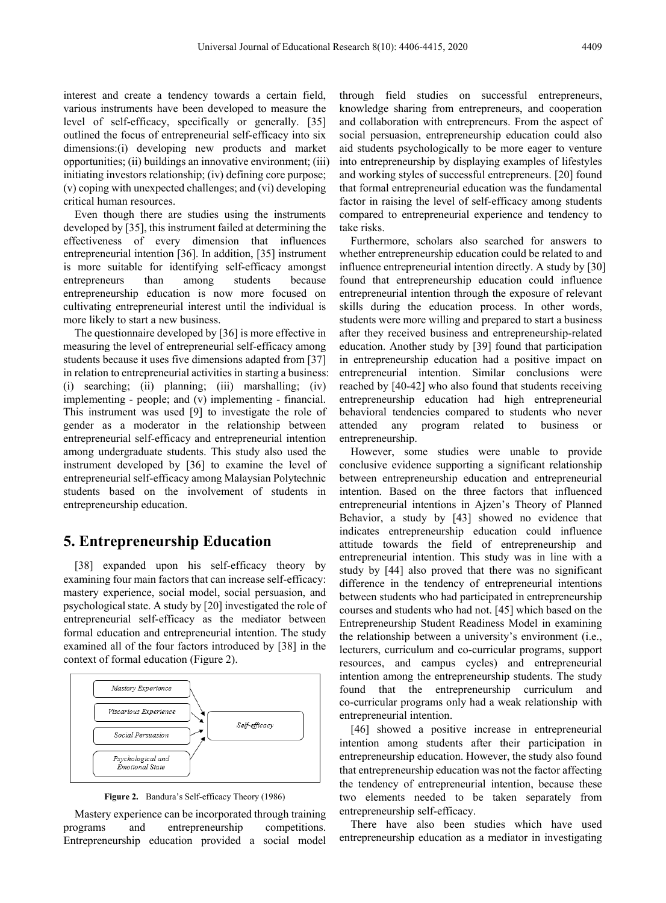interest and create a tendency towards a certain field, various instruments have been developed to measure the level of self-efficacy, specifically or generally. [35] outlined the focus of entrepreneurial self-efficacy into six dimensions:(i) developing new products and market opportunities; (ii) buildings an innovative environment; (iii) initiating investors relationship; (iv) defining core purpose; (v) coping with unexpected challenges; and (vi) developing critical human resources.

Even though there are studies using the instruments developed by [35], this instrument failed at determining the effectiveness of every dimension that influences entrepreneurial intention [36]. In addition, [35] instrument is more suitable for identifying self-efficacy amongst entrepreneurs than among students because entrepreneurship education is now more focused on cultivating entrepreneurial interest until the individual is more likely to start a new business.

The questionnaire developed by [36] is more effective in measuring the level of entrepreneurial self-efficacy among students because it uses five dimensions adapted from [37] in relation to entrepreneurial activities in starting a business: (i) searching; (ii) planning; (iii) marshalling; (iv) implementing - people; and (v) implementing - financial. This instrument was used [9] to investigate the role of gender as a moderator in the relationship between entrepreneurial self-efficacy and entrepreneurial intention among undergraduate students. This study also used the instrument developed by [36] to examine the level of entrepreneurial self-efficacy among Malaysian Polytechnic students based on the involvement of students in entrepreneurship education.

## 5. Entrepreneurship Education

[38] expanded upon his self-efficacy theory by examining four main factors that can increase self-efficacy: mastery experience, social model, social persuasion, and psychological state. A study by [20] investigated the role of entrepreneurial self-efficacy as the mediator between formal education and entrepreneurial intention. The study examined all of the four factors introduced by [38] in the context of formal education (Figure 2).

*Mastery Experience* → *Self-efficacy*
*Viscarious Experience* → *Self-efficacy*
*Social Persuasion* → *Self-efficacy*
*Psychological and Emotional State* → *Self-efficacy*

**Figure 2.** Bandura's Self-efficacy Theory (1986)

Mastery experience can be incorporated through training programs and entrepreneurship competitions. Entrepreneurship education provided a social model through field studies on successful entrepreneurs, knowledge sharing from entrepreneurs, and cooperation and collaboration with entrepreneurs. From the aspect of social persuasion, entrepreneurship education could also aid students psychologically to be more eager to venture into entrepreneurship by displaying examples of lifestyles and working styles of successful entrepreneurs. [20] found that formal entrepreneurial education was the fundamental factor in raising the level of self-efficacy among students compared to entrepreneurial experience and tendency to take risks.

Furthermore, scholars also searched for answers to whether entrepreneurship education could be related to and influence entrepreneurial intention directly. A study by [30] found that entrepreneurship education could influence entrepreneurial intention through the exposure of relevant skills during the education process. In other words, students were more willing and prepared to start a business after they received business and entrepreneurship-related education. Another study by [39] found that participation in entrepreneurship education had a positive impact on entrepreneurial intention. Similar conclusions were reached by [40-42] who also found that students receiving entrepreneurship education had high entrepreneurial behavioral tendencies compared to students who never attended any program related to business or entrepreneurship.

However, some studies were unable to provide conclusive evidence supporting a significant relationship between entrepreneurship education and entrepreneurial intention. Based on the three factors that influenced entrepreneurial intentions in Ajzen's Theory of Planned Behavior, a study by [43] showed no evidence that indicates entrepreneurship education could influence attitude towards the field of entrepreneurship and entrepreneurial intention. This study was in line with a study by [44] also proved that there was no significant difference in the tendency of entrepreneurial intentions between students who had participated in entrepreneurship courses and students who had not. [45] which based on the Entrepreneurship Student Readiness Model in examining the relationship between a university's environment (i.e., lecturers, curriculum and co-curricular programs, support resources, and campus cycles) and entrepreneurial intention among the entrepreneurship students. The study found that the entrepreneurship curriculum and co-curricular programs only had a weak relationship with entrepreneurial intention.

[46] showed a positive increase in entrepreneurial intention among students after their participation in entrepreneurship education. However, the study also found that entrepreneurship education was not the factor affecting the tendency of entrepreneurial intention, because these two elements needed to be taken separately from entrepreneurship self-efficacy.

There have also been studies which have used entrepreneurship education as a mediator in investigating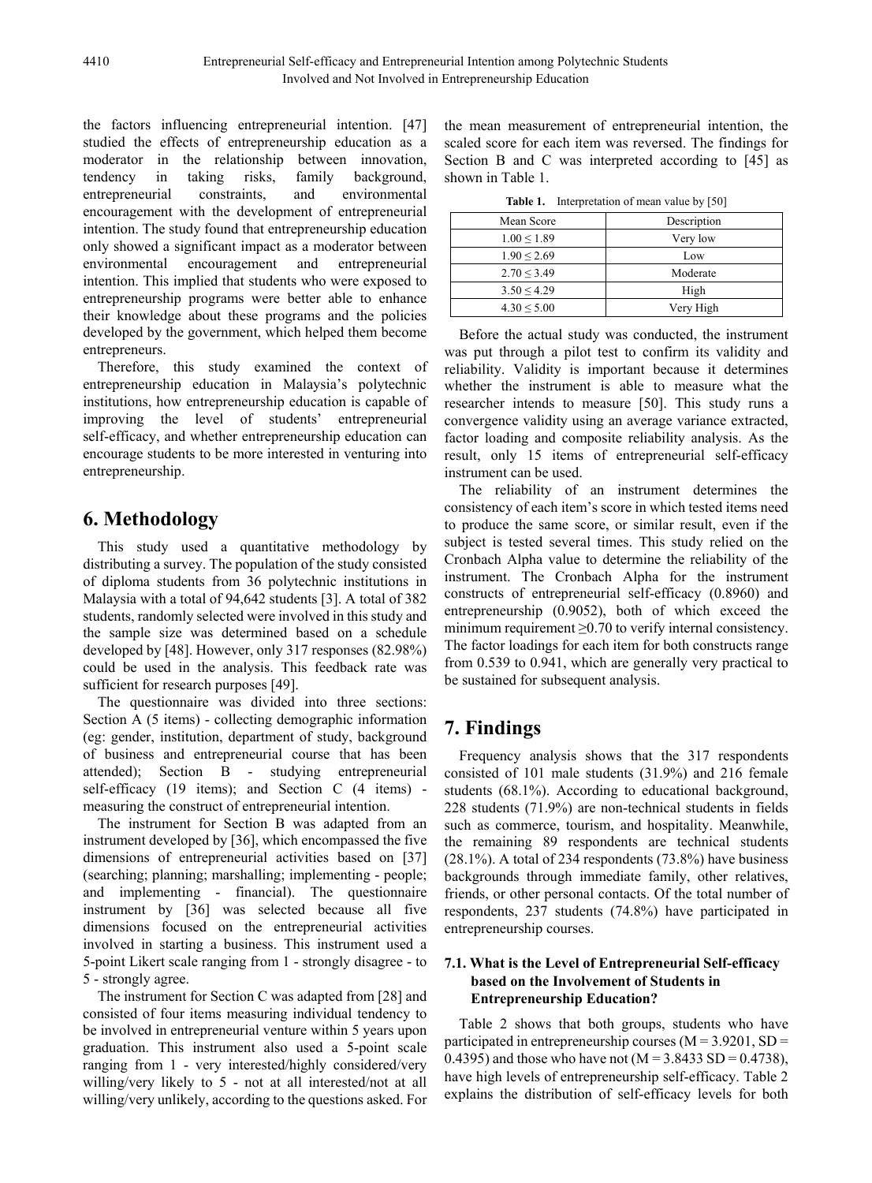the factors influencing entrepreneurial intention. [47] studied the effects of entrepreneurship education as a moderator in the relationship between innovation, tendency in taking risks, family background, entrepreneurial constraints, and environmental encouragement with the development of entrepreneurial intention. The study found that entrepreneurship education only showed a significant impact as a moderator between environmental encouragement and entrepreneurial intention. This implied that students who were exposed to entrepreneurship programs were better able to enhance their knowledge about these programs and the policies developed by the government, which helped them become entrepreneurs.

Therefore, this study examined the context of entrepreneurship education in Malaysia's polytechnic institutions, how entrepreneurship education is capable of improving the level of students' entrepreneurial self-efficacy, and whether entrepreneurship education can encourage students to be more interested in venturing into entrepreneurship.

## 6. Methodology

This study used a quantitative methodology by distributing a survey. The population of the study consisted of diploma students from 36 polytechnic institutions in Malaysia with a total of 94,642 students [3]. A total of 382 students, randomly selected were involved in this study and the sample size was determined based on a schedule developed by [48]. However, only 317 responses (82.98%) could be used in the analysis. This feedback rate was sufficient for research purposes [49].

The questionnaire was divided into three sections: Section A (5 items) - collecting demographic information (eg: gender, institution, department of study, background of business and entrepreneurial course that has been attended); Section B - studying entrepreneurial self-efficacy (19 items); and Section C (4 items) - measuring the construct of entrepreneurial intention.

The instrument for Section B was adapted from an instrument developed by [36], which encompassed the five dimensions of entrepreneurial activities based on [37] (searching; planning; marshalling; implementing - people; and implementing - financial). The questionnaire instrument by [36] was selected because all five dimensions focused on the entrepreneurial activities involved in starting a business. This instrument used a 5-point Likert scale ranging from 1 - strongly disagree - to 5 - strongly agree.

The instrument for Section C was adapted from [28] and consisted of four items measuring individual tendency to be involved in entrepreneurial venture within 5 years upon graduation. This instrument also used a 5-point scale ranging from 1 - very interested/highly considered/very willing/very likely to 5 - not at all interested/not at all willing/very unlikely, according to the questions asked. For the mean measurement of entrepreneurial intention, the scaled score for each item was reversed. The findings for Section B and C was interpreted according to [45] as shown in Table 1.

**Table 1.** Interpretation of mean value by [50]

| Mean Score | Description |
|---|---|
| 1.00 ≤ 1.89 | Very low |
| 1.90 ≤ 2.69 | Low |
| 2.70 ≤ 3.49 | Moderate |
| 3.50 ≤ 4.29 | High |
| 4.30 ≤ 5.00 | Very High |

Before the actual study was conducted, the instrument was put through a pilot test to confirm its validity and reliability. Validity is important because it determines whether the instrument is able to measure what the researcher intends to measure [50]. This study runs a convergence validity using an average variance extracted, factor loading and composite reliability analysis. As the result, only 15 items of entrepreneurial self-efficacy instrument can be used.

The reliability of an instrument determines the consistency of each item's score in which tested items need to produce the same score, or similar result, even if the subject is tested several times. This study relied on the Cronbach Alpha value to determine the reliability of the instrument. The Cronbach Alpha for the instrument constructs of entrepreneurial self-efficacy (0.8960) and entrepreneurship (0.9052), both of which exceed the minimum requirement ≥0.70 to verify internal consistency. The factor loadings for each item for both constructs range from 0.539 to 0.941, which are generally very practical to be sustained for subsequent analysis.

## 7. Findings

Frequency analysis shows that the 317 respondents consisted of 101 male students (31.9%) and 216 female students (68.1%). According to educational background, 228 students (71.9%) are non-technical students in fields such as commerce, tourism, and hospitality. Meanwhile, the remaining 89 respondents are technical students (28.1%). A total of 234 respondents (73.8%) have business backgrounds through immediate family, other relatives, friends, or other personal contacts. Of the total number of respondents, 237 students (74.8%) have participated in entrepreneurship courses.

### 7.1. What is the Level of Entrepreneurial Self-efficacy based on the Involvement of Students in Entrepreneurship Education?

Table 2 shows that both groups, students who have participated in entrepreneurship courses ($M = 3.9201$, $SD = 0.4395$) and those who have not ($M = 3.8433$ $SD = 0.4738$), have high levels of entrepreneurship self-efficacy. Table 2 explains the distribution of self-efficacy levels for both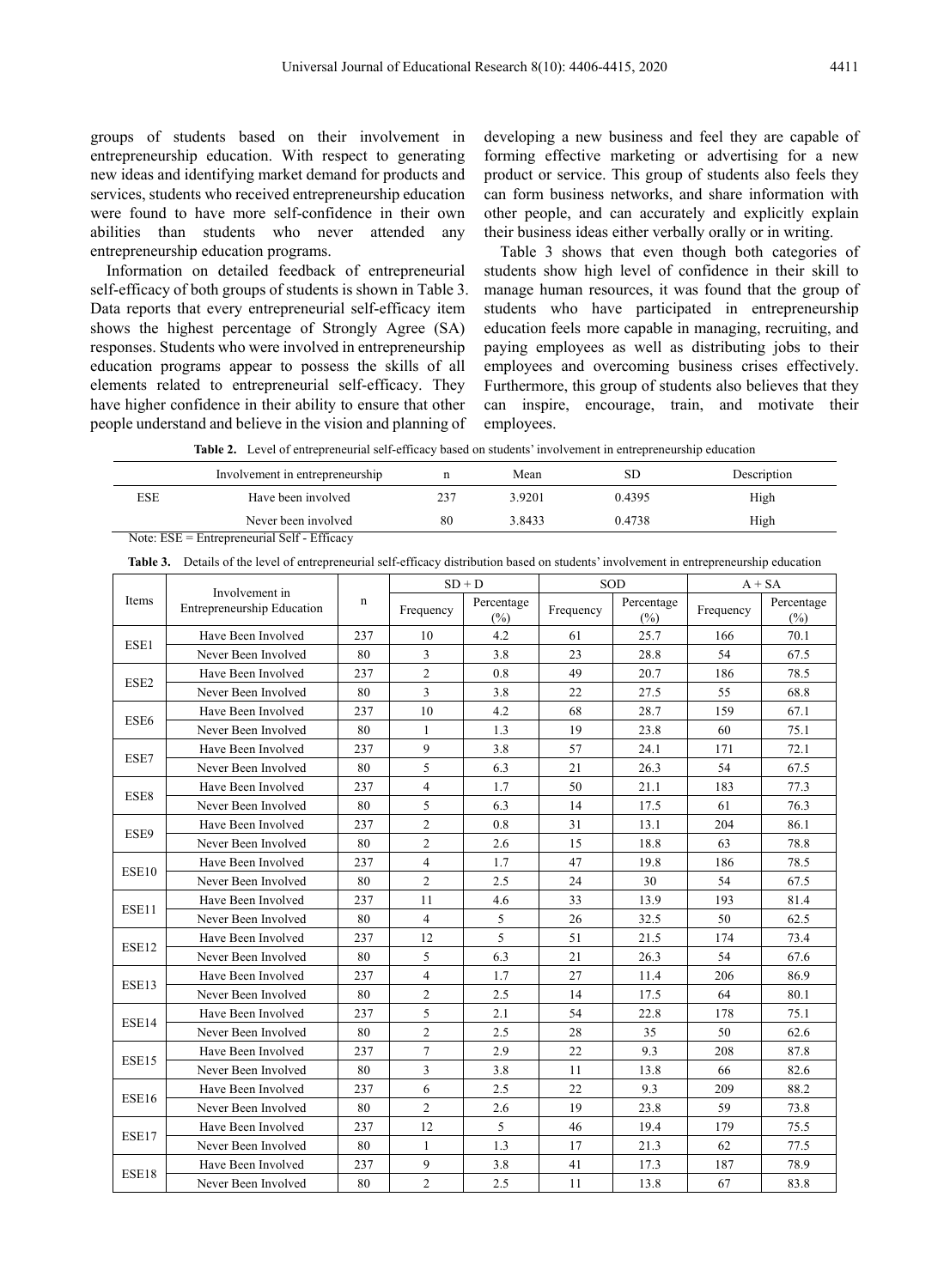groups of students based on their involvement in entrepreneurship education. With respect to generating new ideas and identifying market demand for products and services, students who received entrepreneurship education were found to have more self-confidence in their own abilities than students who never attended any entrepreneurship education programs.

Information on detailed feedback of entrepreneurial self-efficacy of both groups of students is shown in Table 3. Data reports that every entrepreneurial self-efficacy item shows the highest percentage of Strongly Agree (SA) responses. Students who were involved in entrepreneurship education programs appear to possess the skills of all elements related to entrepreneurial self-efficacy. They have higher confidence in their ability to ensure that other people understand and believe in the vision and planning of developing a new business and feel they are capable of forming effective marketing or advertising for a new product or service. This group of students also feels they can form business networks, and share information with other people, and can accurately and explicitly explain their business ideas either verbally orally or in writing.

Table 3 shows that even though both categories of students show high level of confidence in their skill to manage human resources, it was found that the group of students who have participated in entrepreneurship education feels more capable in managing, recruiting, and paying employees as well as distributing jobs to their employees and overcoming business crises effectively. Furthermore, this group of students also believes that they can inspire, encourage, train, and motivate their employees.

**Table 2.** Level of entrepreneurial self-efficacy based on students' involvement in entrepreneurship education

| | Involvement in entrepreneurship | n | Mean | SD | Description |
|---|---|---|---|---|---|
| ESE | Have been involved | 237 | 3.9201 | 0.4395 | High |
| | Never been involved | 80 | 3.8433 | 0.4738 | High |

Note: ESE = Entrepreneurial Self - Efficacy

**Table 3.** Details of the level of entrepreneurial self-efficacy distribution based on students' involvement in entrepreneurship education

| Items | Involvement in Entrepreneurship Education | n | SD + D | | SOD | | A + SA | |
|---|---|---|---|---|---|---|---|---|
| | | | Frequency | Percentage (%) | Frequency | Percentage (%) | Frequency | Percentage (%) |
| ESE1 | Have Been Involved | 237 | 10 | 4.2 | 61 | 25.7 | 166 | 70.1 |
| | Never Been Involved | 80 | 3 | 3.8 | 23 | 28.8 | 54 | 67.5 |
| ESE2 | Have Been Involved | 237 | 2 | 0.8 | 49 | 20.7 | 186 | 78.5 |
| | Never Been Involved | 80 | 3 | 3.8 | 22 | 27.5 | 55 | 68.8 |
| ESE6 | Have Been Involved | 237 | 10 | 4.2 | 68 | 28.7 | 159 | 67.1 |
| | Never Been Involved | 80 | 1 | 1.3 | 19 | 23.8 | 60 | 75.1 |
| ESE7 | Have Been Involved | 237 | 9 | 3.8 | 57 | 24.1 | 171 | 72.1 |
| | Never Been Involved | 80 | 5 | 6.3 | 21 | 26.3 | 54 | 67.5 |
| ESE8 | Have Been Involved | 237 | 4 | 1.7 | 50 | 21.1 | 183 | 77.3 |
| | Never Been Involved | 80 | 5 | 6.3 | 14 | 17.5 | 61 | 76.3 |
| ESE9 | Have Been Involved | 237 | 2 | 0.8 | 31 | 13.1 | 204 | 86.1 |
| | Never Been Involved | 80 | 2 | 2.6 | 15 | 18.8 | 63 | 78.8 |
| ESE10 | Have Been Involved | 237 | 4 | 1.7 | 47 | 19.8 | 186 | 78.5 |
| | Never Been Involved | 80 | 2 | 2.5 | 24 | 30 | 54 | 67.5 |
| ESE11 | Have Been Involved | 237 | 11 | 4.6 | 33 | 13.9 | 193 | 81.4 |
| | Never Been Involved | 80 | 4 | 5 | 26 | 32.5 | 50 | 62.5 |
| ESE12 | Have Been Involved | 237 | 12 | 5 | 51 | 21.5 | 174 | 73.4 |
| | Never Been Involved | 80 | 5 | 6.3 | 21 | 26.3 | 54 | 67.6 |
| ESE13 | Have Been Involved | 237 | 4 | 1.7 | 27 | 11.4 | 206 | 86.9 |
| | Never Been Involved | 80 | 2 | 2.5 | 14 | 17.5 | 64 | 80.1 |
| ESE14 | Have Been Involved | 237 | 5 | 2.1 | 54 | 22.8 | 178 | 75.1 |
| | Never Been Involved | 80 | 2 | 2.5 | 28 | 35 | 50 | 62.6 |
| ESE15 | Have Been Involved | 237 | 7 | 2.9 | 22 | 9.3 | 208 | 87.8 |
| | Never Been Involved | 80 | 3 | 3.8 | 11 | 13.8 | 66 | 82.6 |
| ESE16 | Have Been Involved | 237 | 6 | 2.5 | 22 | 9.3 | 209 | 88.2 |
| | Never Been Involved | 80 | 2 | 2.6 | 19 | 23.8 | 59 | 73.8 |
| ESE17 | Have Been Involved | 237 | 12 | 5 | 46 | 19.4 | 179 | 75.5 |
| | Never Been Involved | 80 | 1 | 1.3 | 17 | 21.3 | 62 | 77.5 |
| ESE18 | Have Been Involved | 237 | 9 | 3.8 | 41 | 17.3 | 187 | 78.9 |
| | Never Been Involved | 80 | 2 | 2.5 | 11 | 13.8 | 67 | 83.8 |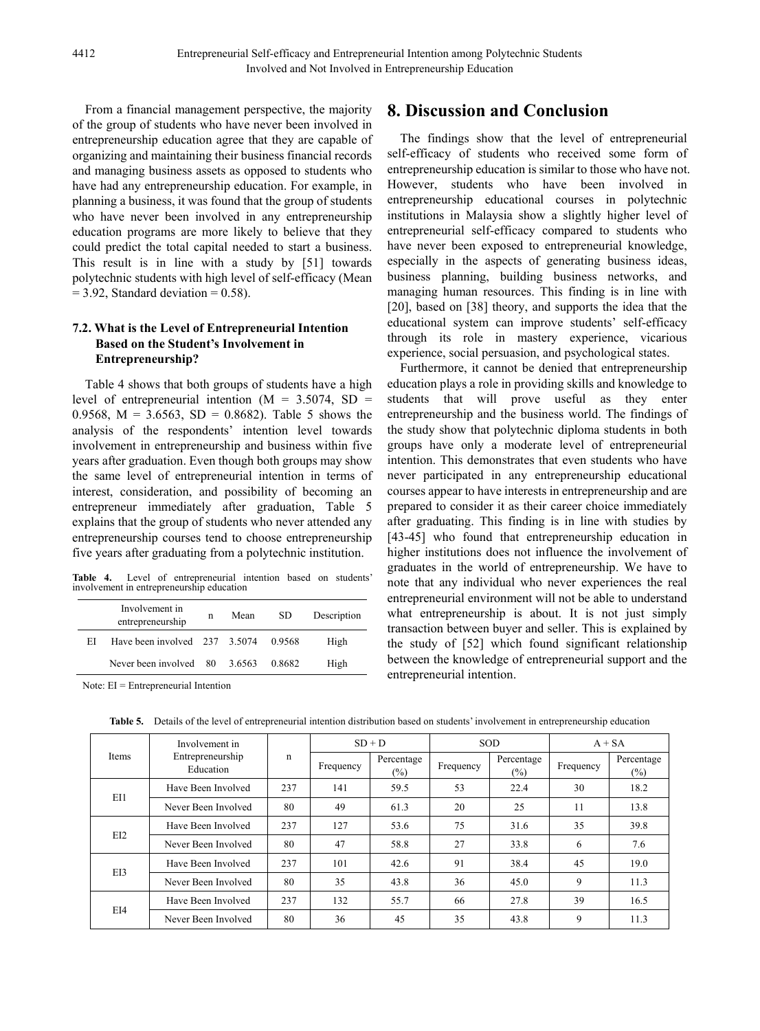From a financial management perspective, the majority of the group of students who have never been involved in entrepreneurship education agree that they are capable of organizing and maintaining their business financial records and managing business assets as opposed to students who have had any entrepreneurship education. For example, in planning a business, it was found that the group of students who have never been involved in any entrepreneurship education programs are more likely to believe that they could predict the total capital needed to start a business. This result is in line with a study by [51] towards polytechnic students with high level of self-efficacy (Mean = 3.92, Standard deviation = 0.58).

### 7.2. What is the Level of Entrepreneurial Intention Based on the Student's Involvement in Entrepreneurship?

Table 4 shows that both groups of students have a high level of entrepreneurial intention (M = 3.5074, SD = 0.9568, M = 3.6563, SD = 0.8682). Table 5 shows the analysis of the respondents' intention level towards involvement in entrepreneurship and business within five years after graduation. Even though both groups may show the same level of entrepreneurial intention in terms of interest, consideration, and possibility of becoming an entrepreneur immediately after graduation, Table 5 explains that the group of students who never attended any entrepreneurship courses tend to choose entrepreneurship five years after graduating from a polytechnic institution.

**Table 4.** Level of entrepreneurial intention based on students' involvement in entrepreneurship education

| | Involvement in entrepreneurship | n | Mean | SD | Description |
|---|---|---|---|---|---|
| EI | Have been involved | 237 | 3.5074 | 0.9568 | High |
| | Never been involved | 80 | 3.6563 | 0.8682 | High |

Note: EI = Entrepreneurial Intention

## 8. Discussion and Conclusion

The findings show that the level of entrepreneurial self-efficacy of students who received some form of entrepreneurship education is similar to those who have not. However, students who have been involved in entrepreneurship educational courses in polytechnic institutions in Malaysia show a slightly higher level of entrepreneurial self-efficacy compared to students who have never been exposed to entrepreneurial knowledge, especially in the aspects of generating business ideas, business planning, building business networks, and managing human resources. This finding is in line with [20], based on [38] theory, and supports the idea that the educational system can improve students' self-efficacy through its role in mastery experience, vicarious experience, social persuasion, and psychological states.

Furthermore, it cannot be denied that entrepreneurship education plays a role in providing skills and knowledge to students that will prove useful as they enter entrepreneurship and the business world. The findings of the study show that polytechnic diploma students in both groups have only a moderate level of entrepreneurial intention. This demonstrates that even students who have never participated in any entrepreneurship educational courses appear to have interests in entrepreneurship and are prepared to consider it as their career choice immediately after graduating. This finding is in line with studies by [43-45] who found that entrepreneurship education in higher institutions does not influence the involvement of graduates in the world of entrepreneurship. We have to note that any individual who never experiences the real entrepreneurial environment will not be able to understand what entrepreneurship is about. It is not just simply transaction between buyer and seller. This is explained by the study of [52] which found significant relationship between the knowledge of entrepreneurial support and the entrepreneurial intention.

**Table 5.** Details of the level of entrepreneurial intention distribution based on students' involvement in entrepreneurship education

| Items | Involvement in Entrepreneurship Education | n | SD + D | | SOD | | A + SA | |
|---|---|---|---|---|---|---|---|---|
| | | | Frequency | Percentage (%) | Frequency | Percentage (%) | Frequency | Percentage (%) |
| EI1 | Have Been Involved | 237 | 141 | 59.5 | 53 | 22.4 | 30 | 18.2 |
| | Never Been Involved | 80 | 49 | 61.3 | 20 | 25 | 11 | 13.8 |
| EI2 | Have Been Involved | 237 | 127 | 53.6 | 75 | 31.6 | 35 | 39.8 |
| | Never Been Involved | 80 | 47 | 58.8 | 27 | 33.8 | 6 | 7.6 |
| EI3 | Have Been Involved | 237 | 101 | 42.6 | 91 | 38.4 | 45 | 19.0 |
| | Never Been Involved | 80 | 35 | 43.8 | 36 | 45.0 | 9 | 11.3 |
| EI4 | Have Been Involved | 237 | 132 | 55.7 | 66 | 27.8 | 39 | 16.5 |
| | Never Been Involved | 80 | 36 | 45 | 35 | 43.8 | 9 | 11.3 |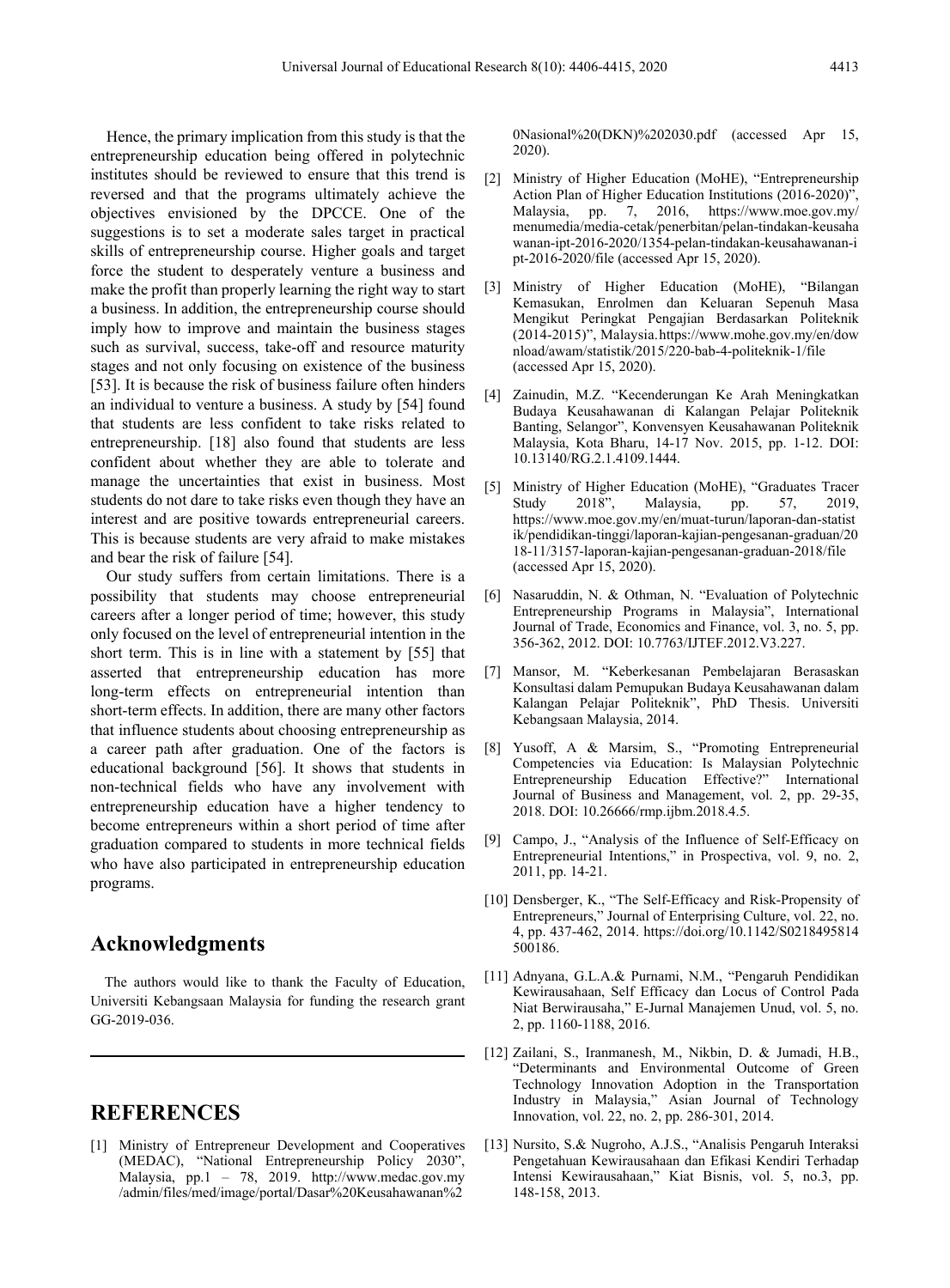Hence, the primary implication from this study is that the entrepreneurship education being offered in polytechnic institutes should be reviewed to ensure that this trend is reversed and that the programs ultimately achieve the objectives envisioned by the DPCCE. One of the suggestions is to set a moderate sales target in practical skills of entrepreneurship course. Higher goals and target force the student to desperately venture a business and make the profit than properly learning the right way to start a business. In addition, the entrepreneurship course should imply how to improve and maintain the business stages such as survival, success, take-off and resource maturity stages and not only focusing on existence of the business [53]. It is because the risk of business failure often hinders an individual to venture a business. A study by [54] found that students are less confident to take risks related to entrepreneurship. [18] also found that students are less confident about whether they are able to tolerate and manage the uncertainties that exist in business. Most students do not dare to take risks even though they have an interest and are positive towards entrepreneurial careers. This is because students are very afraid to make mistakes and bear the risk of failure [54].

Our study suffers from certain limitations. There is a possibility that students may choose entrepreneurial careers after a longer period of time; however, this study only focused on the level of entrepreneurial intention in the short term. This is in line with a statement by [55] that asserted that entrepreneurship education has more long-term effects on entrepreneurial intention than short-term effects. In addition, there are many other factors that influence students about choosing entrepreneurship as a career path after graduation. One of the factors is educational background [56]. It shows that students in non-technical fields who have any involvement with entrepreneurship education have a higher tendency to become entrepreneurs within a short period of time after graduation compared to students in more technical fields who have also participated in entrepreneurship education programs.

## Acknowledgments

The authors would like to thank the Faculty of Education, Universiti Kebangsaan Malaysia for funding the research grant GG-2019-036.

## REFERENCES

[1] Ministry of Entrepreneur Development and Cooperatives (MEDAC), "National Entrepreneurship Policy 2030", Malaysia, pp.1 – 78, 2019. http://www.medac.gov.my/admin/files/med/image/portal/Dasar%20Keusahawanan%20Nasional%20(DKN)%202030.pdf (accessed Apr 15, 2020).

[2] Ministry of Higher Education (MoHE), "Entrepreneurship Action Plan of Higher Education Institutions (2016-2020)", Malaysia, pp. 7, 2016, https://www.moe.gov.my/menumedia/media-cetak/penerbitan/pelan-tindakan-keusahawanan-ipt-2016-2020/1354-pelan-tindakan-keusahawanan-ipt-2016-2020/file (accessed Apr 15, 2020).

[3] Ministry of Higher Education (MoHE), "Bilangan Kemasukan, Enrolmen dan Keluaran Sepenuh Masa Mengikut Peringkat Pengajian Berdasarkan Politeknik (2014-2015)", Malaysia. https://www.mohe.gov.my/en/download/awam/statistik/2015/220-bab-4-politeknik-1/file (accessed Apr 15, 2020).

[4] Zainudin, M.Z. "Kecenderungan Ke Arah Meningkatkan Budaya Keusahawanan di Kalangan Pelajar Politeknik Banting, Selangor", Konvensyen Keusahawanan Politeknik Malaysia, Kota Bharu, 14-17 Nov. 2015, pp. 1-12. DOI: 10.13140/RG.2.1.4109.1444.

[5] Ministry of Higher Education (MoHE), "Graduates Tracer Study 2018", Malaysia, pp. 57, 2019, https://www.moe.gov.my/en/muat-turun/laporan-dan-statistik/pendidikan-tinggi/laporan-kajian-pengesanan-graduan/2018-11/3157-laporan-kajian-pengesanan-graduan-2018/file (accessed Apr 15, 2020).

[6] Nasaruddin, N. & Othman, N. "Evaluation of Polytechnic Entrepreneurship Programs in Malaysia", International Journal of Trade, Economics and Finance, vol. 3, no. 5, pp. 356-362, 2012. DOI: 10.7763/IJTEF.2012.V3.227.

[7] Mansor, M. "Keberkesanan Pembelajaran Berasaskan Konsultasi dalam Pemupukan Budaya Keusahawanan dalam Kalangan Pelajar Politeknik", PhD Thesis. Universiti Kebangsaan Malaysia, 2014.

[8] Yusoff, A & Marsim, S., "Promoting Entrepreneurial Competencies via Education: Is Malaysian Polytechnic Entrepreneurship Education Effective?" International Journal of Business and Management, vol. 2, pp. 29-35, 2018. DOI: 10.26666/rmp.ijbm.2018.4.5.

[9] Campo, J., "Analysis of the Influence of Self-Efficacy on Entrepreneurial Intentions," in Prospectiva, vol. 9, no. 2, 2011, pp. 14-21.

[10] Densberger, K., "The Self-Efficacy and Risk-Propensity of Entrepreneurs," Journal of Enterprising Culture, vol. 22, no. 4, pp. 437-462, 2014. https://doi.org/10.1142/S0218495814500186.

[11] Adnyana, G.L.A.& Purnami, N.M., "Pengaruh Pendidikan Kewirausahaan, Self Efficacy dan Locus of Control Pada Niat Berwirausaha," E-Jurnal Manajemen Unud, vol. 5, no. 2, pp. 1160-1188, 2016.

[12] Zailani, S., Iranmanesh, M., Nikbin, D. & Jumadi, H.B., "Determinants and Environmental Outcome of Green Technology Innovation Adoption in the Transportation Industry in Malaysia," Asian Journal of Technology Innovation, vol. 22, no. 2, pp. 286-301, 2014.

[13] Nursito, S.& Nugroho, A.J.S., "Analisis Pengaruh Interaksi Pengetahuan Kewirausahaan dan Efikasi Kendiri Terhadap Intensi Kewirausahaan," Kiat Bisnis, vol. 5, no.3, pp. 148-158, 2013.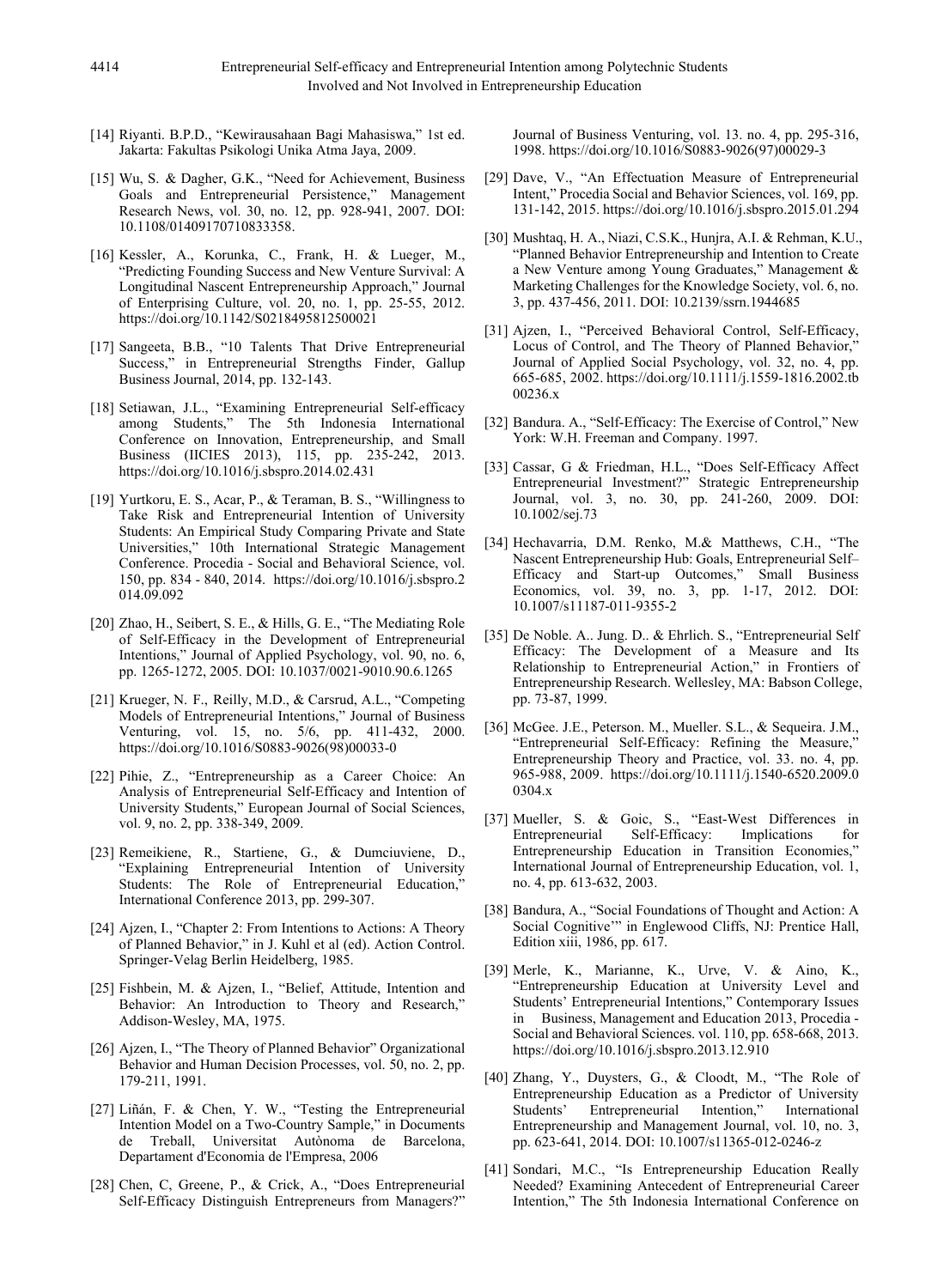[14] Riyanti. B.P.D., "Kewirausahaan Bagi Mahasiswa," 1st ed. Jakarta: Fakultas Psikologi Unika Atma Jaya, 2009.

[15] Wu, S. & Dagher, G.K., "Need for Achievement, Business Goals and Entrepreneurial Persistence," Management Research News, vol. 30, no. 12, pp. 928-941, 2007. DOI: 10.1108/01409170710833358.

[16] Kessler, A., Korunka, C., Frank, H. & Lueger, M., "Predicting Founding Success and New Venture Survival: A Longitudinal Nascent Entrepreneurship Approach," Journal of Enterprising Culture, vol. 20, no. 1, pp. 25-55, 2012. https://doi.org/10.1142/S0218495812500021

[17] Sangeeta, B.B., "10 Talents That Drive Entrepreneurial Success," in Entrepreneurial Strengths Finder, Gallup Business Journal, 2014, pp. 132-143.

[18] Setiawan, J.L., "Examining Entrepreneurial Self-efficacy among Students," The 5th Indonesia International Conference on Innovation, Entrepreneurship, and Small Business (IICIES 2013), 115, pp. 235-242, 2013. https://doi.org/10.1016/j.sbspro.2014.02.431

[19] Yurtkoru, E. S., Acar, P., & Teraman, B. S., "Willingness to Take Risk and Entrepreneurial Intention of University Students: An Empirical Study Comparing Private and State Universities," 10th International Strategic Management Conference. Procedia - Social and Behavioral Science, vol. 150, pp. 834 - 840, 2014. https://doi.org/10.1016/j.sbspro.2014.09.092

[20] Zhao, H., Seibert, S. E., & Hills, G. E., "The Mediating Role of Self-Efficacy in the Development of Entrepreneurial Intentions," Journal of Applied Psychology, vol. 90, no. 6, pp. 1265-1272, 2005. DOI: 10.1037/0021-9010.90.6.1265

[21] Krueger, N. F., Reilly, M.D., & Carsrud, A.L., "Competing Models of Entrepreneurial Intentions," Journal of Business Venturing, vol. 15, no. 5/6, pp. 411-432, 2000. https://doi.org/10.1016/S0883-9026(98)00033-0

[22] Pihie, Z., "Entrepreneurship as a Career Choice: An Analysis of Entrepreneurial Self-Efficacy and Intention of University Students," European Journal of Social Sciences, vol. 9, no. 2, pp. 338-349, 2009.

[23] Remeikiene, R., Startiene, G., & Dumciuviene, D., "Explaining Entrepreneurial Intention of University Students: The Role of Entrepreneurial Education," International Conference 2013, pp. 299-307.

[24] Ajzen, I., "Chapter 2: From Intentions to Actions: A Theory of Planned Behavior," in J. Kuhl et al (ed). Action Control. Springer-Velag Berlin Heidelberg, 1985.

[25] Fishbein, M. & Ajzen, I., "Belief, Attitude, Intention and Behavior: An Introduction to Theory and Research," Addison-Wesley, MA, 1975.

[26] Ajzen, I., "The Theory of Planned Behavior" Organizational Behavior and Human Decision Processes, vol. 50, no. 2, pp. 179-211, 1991.

[27] Liñán, F. & Chen, Y. W., "Testing the Entrepreneurial Intention Model on a Two-Country Sample," in Documents de Treball, Universitat Autònoma de Barcelona, Departament d'Economia de l'Empresa, 2006

[28] Chen, C, Greene, P., & Crick, A., "Does Entrepreneurial Self-Efficacy Distinguish Entrepreneurs from Managers?" Journal of Business Venturing, vol. 13. no. 4, pp. 295-316, 1998. https://doi.org/10.1016/S0883-9026(97)00029-3

[29] Dave, V., "An Effectuation Measure of Entrepreneurial Intent," Procedia Social and Behavior Sciences, vol. 169, pp. 131-142, 2015. https://doi.org/10.1016/j.sbspro.2015.01.294

[30] Mushtaq, H. A., Niazi, C.S.K., Hunjra, A.I. & Rehman, K.U., "Planned Behavior Entrepreneurship and Intention to Create a New Venture among Young Graduates," Management & Marketing Challenges for the Knowledge Society, vol. 6, no. 3, pp. 437-456, 2011. DOI: 10.2139/ssrn.1944685

[31] Ajzen, I., "Perceived Behavioral Control, Self-Efficacy, Locus of Control, and The Theory of Planned Behavior," Journal of Applied Social Psychology, vol. 32, no. 4, pp. 665-685, 2002. https://doi.org/10.1111/j.1559-1816.2002.tb00236.x

[32] Bandura. A., "Self-Efficacy: The Exercise of Control," New York: W.H. Freeman and Company. 1997.

[33] Cassar, G & Friedman, H.L., "Does Self-Efficacy Affect Entrepreneurial Investment?" Strategic Entrepreneurship Journal, vol. 3, no. 30, pp. 241-260, 2009. DOI: 10.1002/sej.73

[34] Hechavarria, D.M. Renko, M.& Matthews, C.H., "The Nascent Entrepreneurship Hub: Goals, Entrepreneurial Self–Efficacy and Start-up Outcomes," Small Business Economics, vol. 39, no. 3, pp. 1-17, 2012. DOI: 10.1007/s11187-011-9355-2

[35] De Noble. A.. Jung. D.. & Ehrlich. S., "Entrepreneurial Self Efficacy: The Development of a Measure and Its Relationship to Entrepreneurial Action," in Frontiers of Entrepreneurship Research. Wellesley, MA: Babson College, pp. 73-87, 1999.

[36] McGee. J.E., Peterson. M., Mueller. S.L., & Sequeira. J.M., "Entrepreneurial Self-Efficacy: Refining the Measure," Entrepreneurship Theory and Practice, vol. 33. no. 4, pp. 965-988, 2009. https://doi.org/10.1111/j.1540-6520.2009.00304.x

[37] Mueller, S. & Goic, S., "East-West Differences in Entrepreneurial Self-Efficacy: Implications for Entrepreneurship Education in Transition Economies," International Journal of Entrepreneurship Education, vol. 1, no. 4, pp. 613-632, 2003.

[38] Bandura, A., "Social Foundations of Thought and Action: A Social Cognitive'" in Englewood Cliffs, NJ: Prentice Hall, Edition xiii, 1986, pp. 617.

[39] Merle, K., Marianne, K., Urve, V. & Aino, K., "Entrepreneurship Education at University Level and Students' Entrepreneurial Intentions," Contemporary Issues in Business, Management and Education 2013, Procedia - Social and Behavioral Sciences. vol. 110, pp. 658-668, 2013. https://doi.org/10.1016/j.sbspro.2013.12.910

[40] Zhang, Y., Duysters, G., & Cloodt, M., "The Role of Entrepreneurship Education as a Predictor of University Students' Entrepreneurial Intention," International Entrepreneurship and Management Journal, vol. 10, no. 3, pp. 623-641, 2014. DOI: 10.1007/s11365-012-0246-z

[41] Sondari, M.C., "Is Entrepreneurship Education Really Needed? Examining Antecedent of Entrepreneurial Career Intention," The 5th Indonesia International Conference on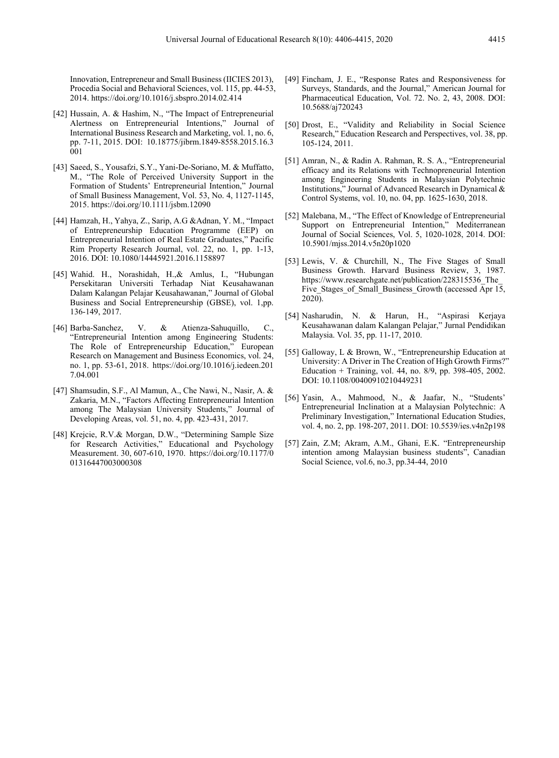Innovation, Entrepreneur and Small Business (IICIES 2013), Procedia Social and Behavioral Sciences, vol. 115, pp. 44-53, 2014. https://doi.org/10.1016/j.sbspro.2014.02.414

[42] Hussain, A. & Hashim, N., "The Impact of Entrepreneurial Alertness on Entrepreneurial Intentions," Journal of International Business Research and Marketing, vol. 1, no. 6, pp. 7-11, 2015. DOI: 10.18775/jibrm.1849-8558.2015.16.3001

[43] Saeed, S., Yousafzi, S.Y., Yani-De-Soriano, M. & Muffatto, M., "The Role of Perceived University Support in the Formation of Students' Entrepreneurial Intention," Journal of Small Business Management, Vol. 53, No. 4, 1127-1145, 2015. https://doi.org/10.1111/jsbm.12090

[44] Hamzah, H., Yahya, Z., Sarip, A.G &Adnan, Y. M., "Impact of Entrepreneurship Education Programme (EEP) on Entrepreneurial Intention of Real Estate Graduates," Pacific Rim Property Research Journal, vol. 22, no. 1, pp. 1-13, 2016. DOI: 10.1080/14445921.2016.1158897

[45] Wahid. H., Norashidah, H.,& Amlus, I., "Hubungan Persekitaran Universiti Terhadap Niat Keusahawanan Dalam Kalangan Pelajar Keusahawanan," Journal of Global Business and Social Entrepreneurship (GBSE), vol. 1,pp. 136-149, 2017.

[46] Barba-Sanchez, V. & Atienza-Sahuquillo, C., "Entrepreneurial Intention among Engineering Students: The Role of Entrepreneurship Education," European Research on Management and Business Economics, vol. 24, no. 1, pp. 53-61, 2018. https://doi.org/10.1016/j.iedeen.2017.04.001

[47] Shamsudin, S.F., Al Mamun, A., Che Nawi, N., Nasir, A. & Zakaria, M.N., "Factors Affecting Entrepreneurial Intention among The Malaysian University Students," Journal of Developing Areas, vol. 51, no. 4, pp. 423-431, 2017.

[48] Krejcie, R.V.& Morgan, D.W., "Determining Sample Size for Research Activities," Educational and Psychology Measurement. 30, 607-610, 1970. https://doi.org/10.1177/001316447003000308

[49] Fincham, J. E., "Response Rates and Responsiveness for Surveys, Standards, and the Journal," American Journal for Pharmaceutical Education, Vol. 72. No. 2, 43, 2008. DOI: 10.5688/aj720243

[50] Drost, E., "Validity and Reliability in Social Science Research," Education Research and Perspectives, vol. 38, pp. 105-124, 2011.

[51] Amran, N., & Radin A. Rahman, R. S. A., "Entrepreneurial efficacy and its Relations with Technopreneurial Intention among Engineering Students in Malaysian Polytechnic Institutions," Journal of Advanced Research in Dynamical & Control Systems, vol. 10, no. 04, pp. 1625-1630, 2018.

[52] Malebana, M., "The Effect of Knowledge of Entrepreneurial Support on Entrepreneurial Intention," Mediterranean Journal of Social Sciences, Vol. 5, 1020-1028, 2014. DOI: 10.5901/mjss.2014.v5n20p1020

[53] Lewis, V. & Churchill, N., The Five Stages of Small Business Growth. Harvard Business Review, 3, 1987. https://www.researchgate.net/publication/228315536_The_Five_Stages_of_Small_Business_Growth (accessed Apr 15, 2020).

[54] Nasharudin, N. & Harun, H., "Aspirasi Kerjaya Keusahawanan dalam Kalangan Pelajar," Jurnal Pendidikan Malaysia. Vol. 35, pp. 11-17, 2010.

[55] Galloway, L & Brown, W., "Entrepreneurship Education at University: A Driver in The Creation of High Growth Firms?" Education + Training, vol. 44, no. 8/9, pp. 398-405, 2002. DOI: 10.1108/00400910210449231

[56] Yasin, A., Mahmood, N., & Jaafar, N., "Students' Entrepreneurial Inclination at a Malaysian Polytechnic: A Preliminary Investigation," International Education Studies, vol. 4, no. 2, pp. 198-207, 2011. DOI: 10.5539/ies.v4n2p198

[57] Zain, Z.M; Akram, A.M., Ghani, E.K. "Entrepreneurship intention among Malaysian business students", Canadian Social Science, vol.6, no.3, pp.34-44, 2010